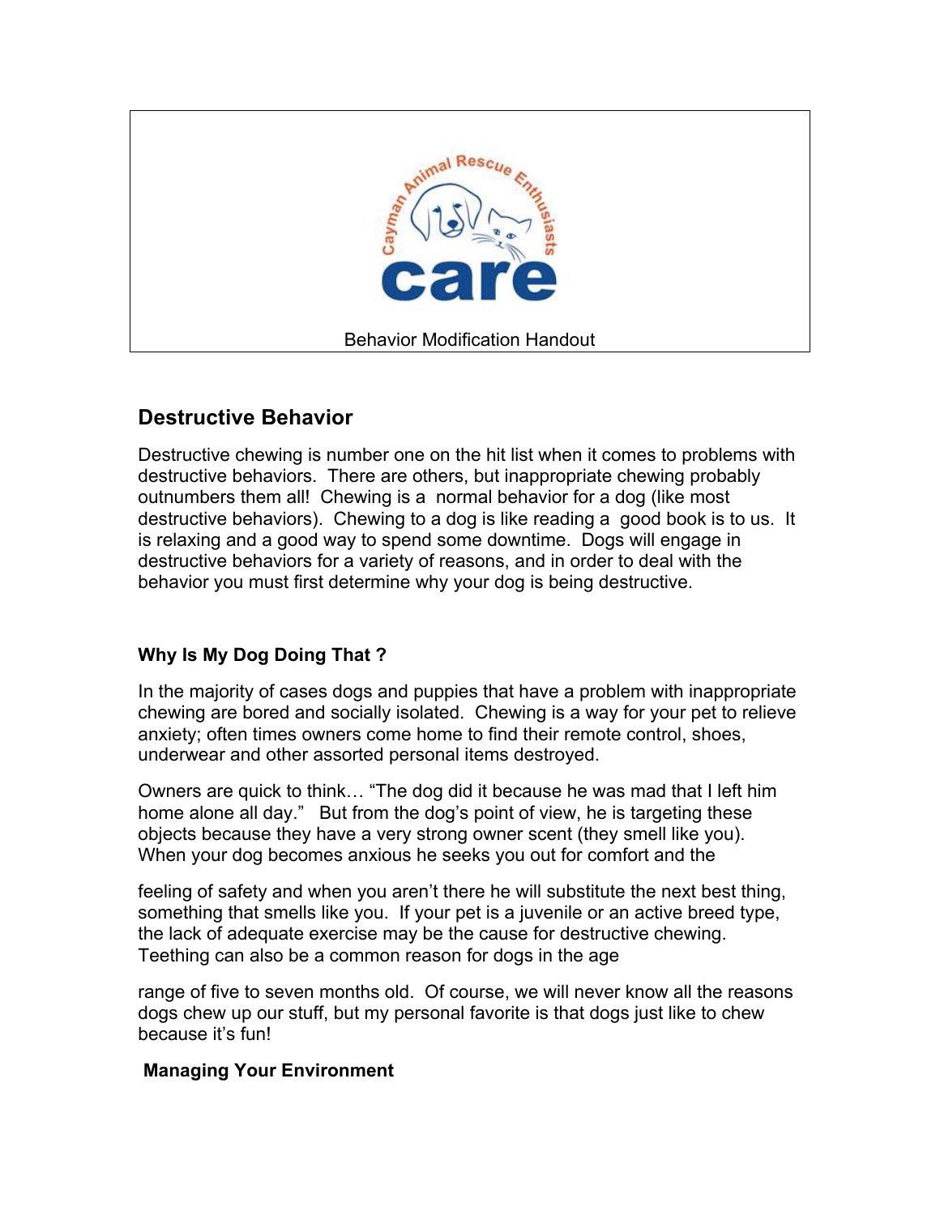Cayman Animal Rescue Enthusiasts

care

Behavior Modification Handout

## Destructive Behavior

Destructive chewing is number one on the hit list when it comes to problems with destructive behaviors. There are others, but inappropriate chewing probably outnumbers them all! Chewing is a normal behavior for a dog (like most destructive behaviors). Chewing to a dog is like reading a good book is to us. It is relaxing and a good way to spend some downtime. Dogs will engage in destructive behaviors for a variety of reasons, and in order to deal with the behavior you must first determine why your dog is being destructive.

### Why Is My Dog Doing That ?

In the majority of cases dogs and puppies that have a problem with inappropriate chewing are bored and socially isolated. Chewing is a way for your pet to relieve anxiety; often times owners come home to find their remote control, shoes, underwear and other assorted personal items destroyed.

Owners are quick to think… "The dog did it because he was mad that I left him home alone all day." But from the dog's point of view, he is targeting these objects because they have a very strong owner scent (they smell like you). When your dog becomes anxious he seeks you out for comfort and the feeling of safety and when you aren't there he will substitute the next best thing, something that smells like you. If your pet is a juvenile or an active breed type, the lack of adequate exercise may be the cause for destructive chewing. Teething can also be a common reason for dogs in the age range of five to seven months old. Of course, we will never know all the reasons dogs chew up our stuff, but my personal favorite is that dogs just like to chew because it's fun!

### Managing Your Environment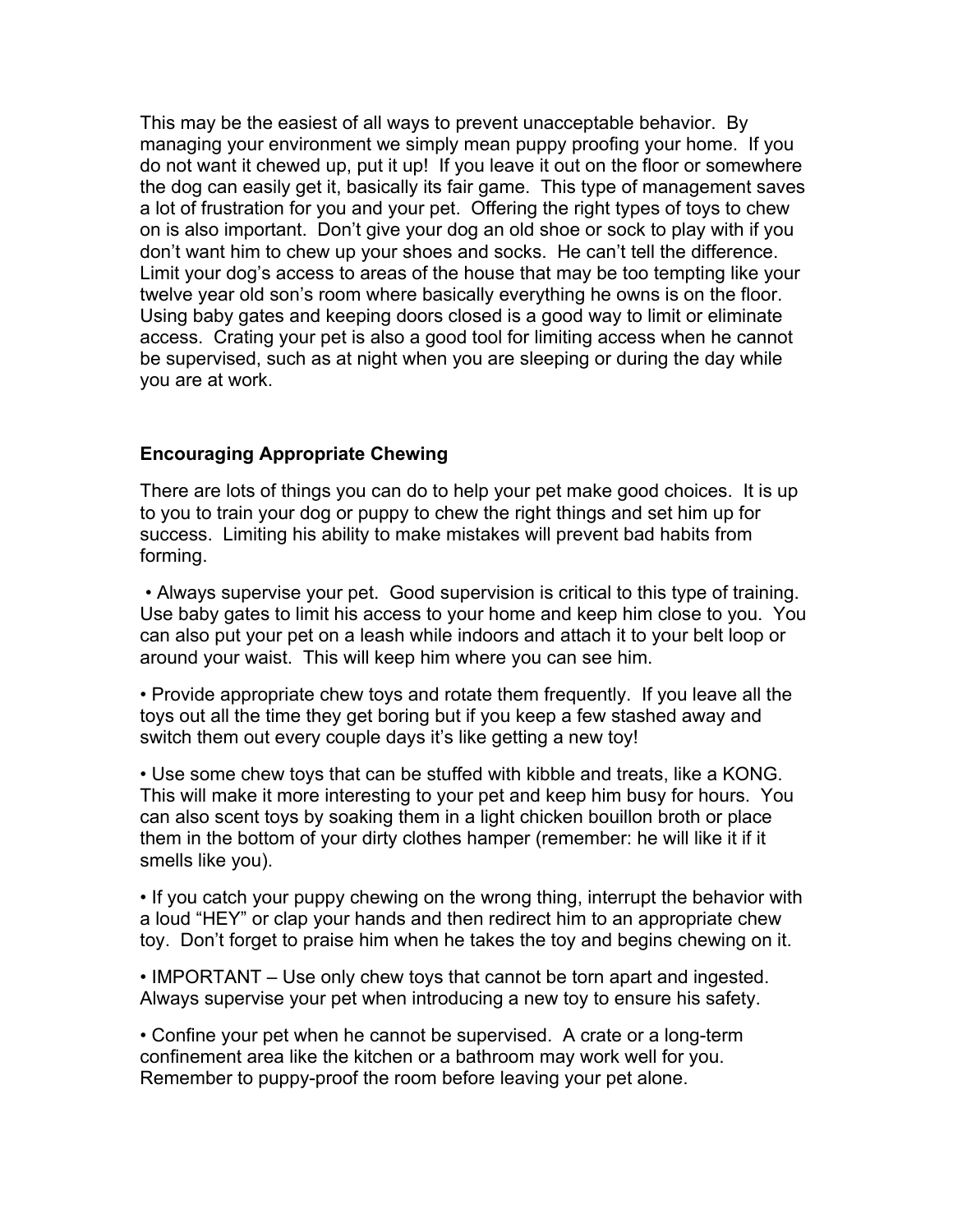This may be the easiest of all ways to prevent unacceptable behavior. By managing your environment we simply mean puppy proofing your home. If you do not want it chewed up, put it up! If you leave it out on the floor or somewhere the dog can easily get it, basically its fair game. This type of management saves a lot of frustration for you and your pet. Offering the right types of toys to chew on is also important. Don't give your dog an old shoe or sock to play with if you don't want him to chew up your shoes and socks. He can't tell the difference. Limit your dog's access to areas of the house that may be too tempting like your twelve year old son's room where basically everything he owns is on the floor. Using baby gates and keeping doors closed is a good way to limit or eliminate access. Crating your pet is also a good tool for limiting access when he cannot be supervised, such as at night when you are sleeping or during the day while you are at work.

**Encouraging Appropriate Chewing**

There are lots of things you can do to help your pet make good choices. It is up to you to train your dog or puppy to chew the right things and set him up for success. Limiting his ability to make mistakes will prevent bad habits from forming.

- Always supervise your pet. Good supervision is critical to this type of training. Use baby gates to limit his access to your home and keep him close to you. You can also put your pet on a leash while indoors and attach it to your belt loop or around your waist. This will keep him where you can see him.

- Provide appropriate chew toys and rotate them frequently. If you leave all the toys out all the time they get boring but if you keep a few stashed away and switch them out every couple days it's like getting a new toy!

- Use some chew toys that can be stuffed with kibble and treats, like a KONG. This will make it more interesting to your pet and keep him busy for hours. You can also scent toys by soaking them in a light chicken bouillon broth or place them in the bottom of your dirty clothes hamper (remember: he will like it if it smells like you).

- If you catch your puppy chewing on the wrong thing, interrupt the behavior with a loud "HEY" or clap your hands and then redirect him to an appropriate chew toy. Don't forget to praise him when he takes the toy and begins chewing on it.

- IMPORTANT – Use only chew toys that cannot be torn apart and ingested. Always supervise your pet when introducing a new toy to ensure his safety.

- Confine your pet when he cannot be supervised. A crate or a long-term confinement area like the kitchen or a bathroom may work well for you. Remember to puppy-proof the room before leaving your pet alone.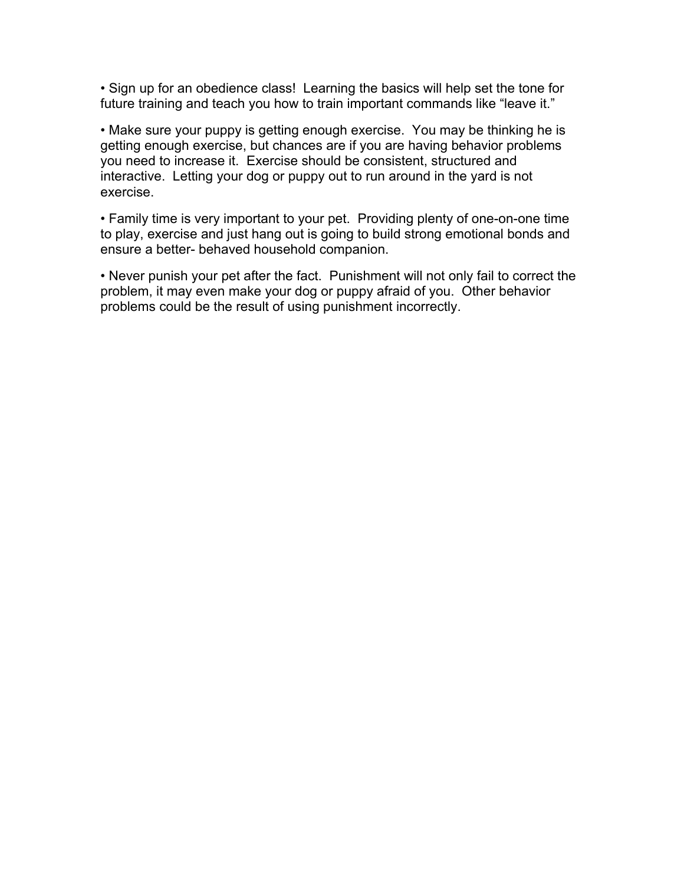- Sign up for an obedience class! Learning the basics will help set the tone for future training and teach you how to train important commands like "leave it."

- Make sure your puppy is getting enough exercise. You may be thinking he is getting enough exercise, but chances are if you are having behavior problems you need to increase it. Exercise should be consistent, structured and interactive. Letting your dog or puppy out to run around in the yard is not exercise.

- Family time is very important to your pet. Providing plenty of one-on-one time to play, exercise and just hang out is going to build strong emotional bonds and ensure a better- behaved household companion.

- Never punish your pet after the fact. Punishment will not only fail to correct the problem, it may even make your dog or puppy afraid of you. Other behavior problems could be the result of using punishment incorrectly.